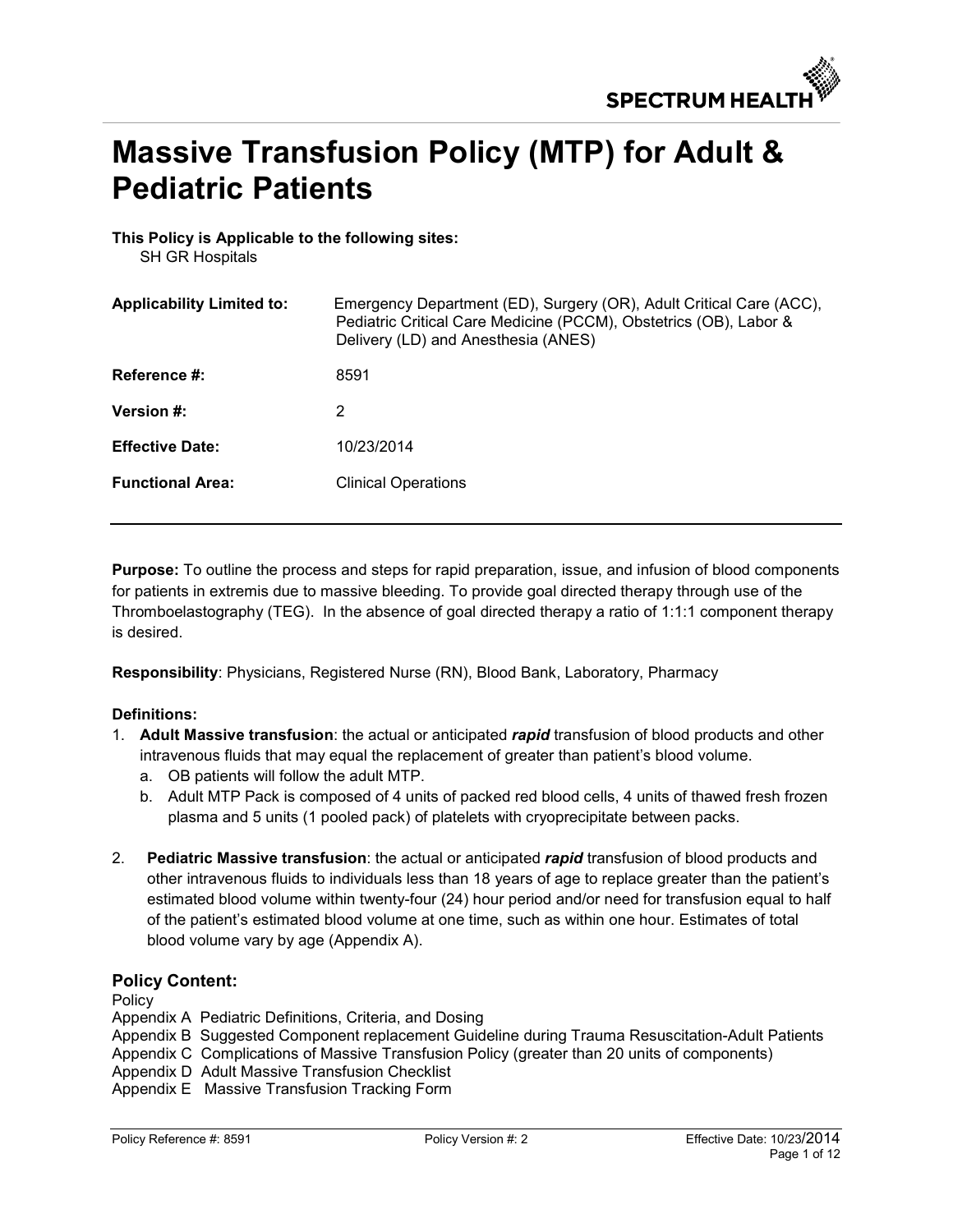# Massive Transfusion Policy (MTP) for Adult & Pediatric Patients

**This Policy is Applicable to the following sites:**
SH GR Hospitals

| | |
|---|---|
| **Applicability Limited to:** | Emergency Department (ED), Surgery (OR), Adult Critical Care (ACC), Pediatric Critical Care Medicine (PCCM), Obstetrics (OB), Labor & Delivery (LD) and Anesthesia (ANES) |
| **Reference #:** | 8591 |
| **Version #:** | 2 |
| **Effective Date:** | 10/23/2014 |
| **Functional Area:** | Clinical Operations |

**Purpose:** To outline the process and steps for rapid preparation, issue, and infusion of blood components for patients in extremis due to massive bleeding. To provide goal directed therapy through use of the Thromboelastography (TEG). In the absence of goal directed therapy a ratio of 1:1:1 component therapy is desired.

**Responsibility**: Physicians, Registered Nurse (RN), Blood Bank, Laboratory, Pharmacy

**Definitions:**

1. **Adult Massive transfusion**: the actual or anticipated ***rapid*** transfusion of blood products and other intravenous fluids that may equal the replacement of greater than patient's blood volume.
   a. OB patients will follow the adult MTP.
   b. Adult MTP Pack is composed of 4 units of packed red blood cells, 4 units of thawed fresh frozen plasma and 5 units (1 pooled pack) of platelets with cryoprecipitate between packs.

2. **Pediatric Massive transfusion**: the actual or anticipated ***rapid*** transfusion of blood products and other intravenous fluids to individuals less than 18 years of age to replace greater than the patient's estimated blood volume within twenty-four (24) hour period and/or need for transfusion equal to half of the patient's estimated blood volume at one time, such as within one hour. Estimates of total blood volume vary by age (Appendix A).

## Policy Content:

Policy
Appendix A Pediatric Definitions, Criteria, and Dosing
Appendix B Suggested Component replacement Guideline during Trauma Resuscitation-Adult Patients
Appendix C Complications of Massive Transfusion Policy (greater than 20 units of components)
Appendix D Adult Massive Transfusion Checklist
Appendix E Massive Transfusion Tracking Form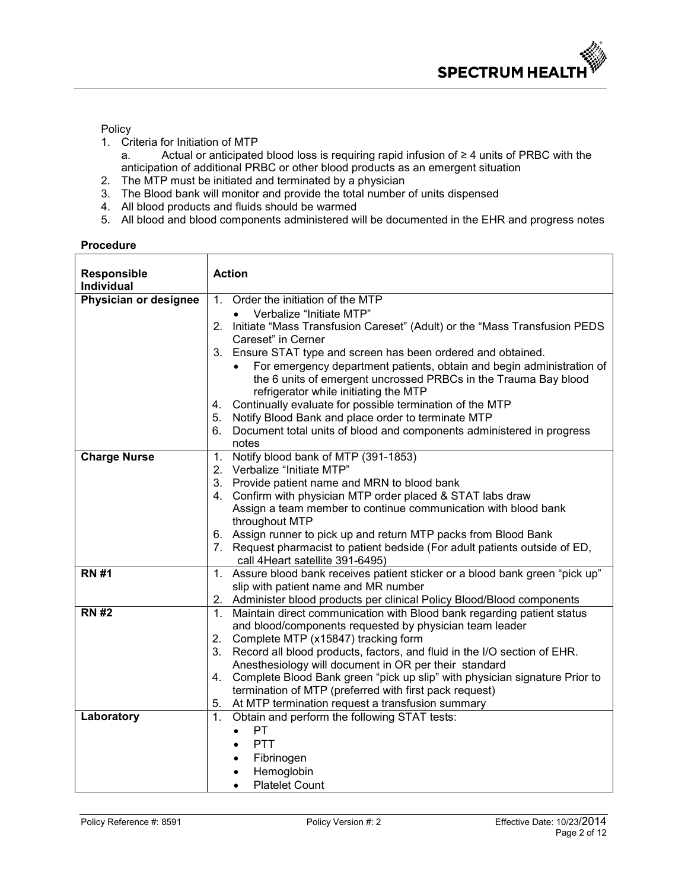Policy

1. Criteria for Initiation of MTP
   a. Actual or anticipated blood loss is requiring rapid infusion of ≥ 4 units of PRBC with the anticipation of additional PRBC or other blood products as an emergent situation
2. The MTP must be initiated and terminated by a physician
3. The Blood bank will monitor and provide the total number of units dispensed
4. All blood products and fluids should be warmed
5. All blood and blood components administered will be documented in the EHR and progress notes

**Procedure**

| **Responsible Individual** | **Action** |
|---|---|
| **Physician or designee** | 1. Order the initiation of the MTP<br>• Verbalize "Initiate MTP"<br>2. Initiate "Mass Transfusion Careset" (Adult) or the "Mass Transfusion PEDS Careset" in Cerner<br>3. Ensure STAT type and screen has been ordered and obtained.<br>• For emergency department patients, obtain and begin administration of the 6 units of emergent uncrossed PRBCs in the Trauma Bay blood refrigerator while initiating the MTP<br>4. Continually evaluate for possible termination of the MTP<br>5. Notify Blood Bank and place order to terminate MTP<br>6. Document total units of blood and components administered in progress notes |
| **Charge Nurse** | 1. Notify blood bank of MTP (391-1853)<br>2. Verbalize "Initiate MTP"<br>3. Provide patient name and MRN to blood bank<br>4. Confirm with physician MTP order placed & STAT labs draw<br>Assign a team member to continue communication with blood bank throughout MTP<br>6. Assign runner to pick up and return MTP packs from Blood Bank<br>7. Request pharmacist to patient bedside (For adult patients outside of ED, call 4Heart satellite 391-6495) |
| **RN #1** | 1. Assure blood bank receives patient sticker or a blood bank green "pick up" slip with patient name and MR number<br>2. Administer blood products per clinical Policy Blood/Blood components |
| **RN #2** | 1. Maintain direct communication with Blood bank regarding patient status and blood/components requested by physician team leader<br>2. Complete MTP (x15847) tracking form<br>3. Record all blood products, factors, and fluid in the I/O section of EHR. Anesthesiology will document in OR per their standard<br>4. Complete Blood Bank green "pick up slip" with physician signature Prior to termination of MTP (preferred with first pack request)<br>5. At MTP termination request a transfusion summary |
| **Laboratory** | 1. Obtain and perform the following STAT tests:<br>• PT<br>• PTT<br>• Fibrinogen<br>• Hemoglobin<br>• Platelet Count |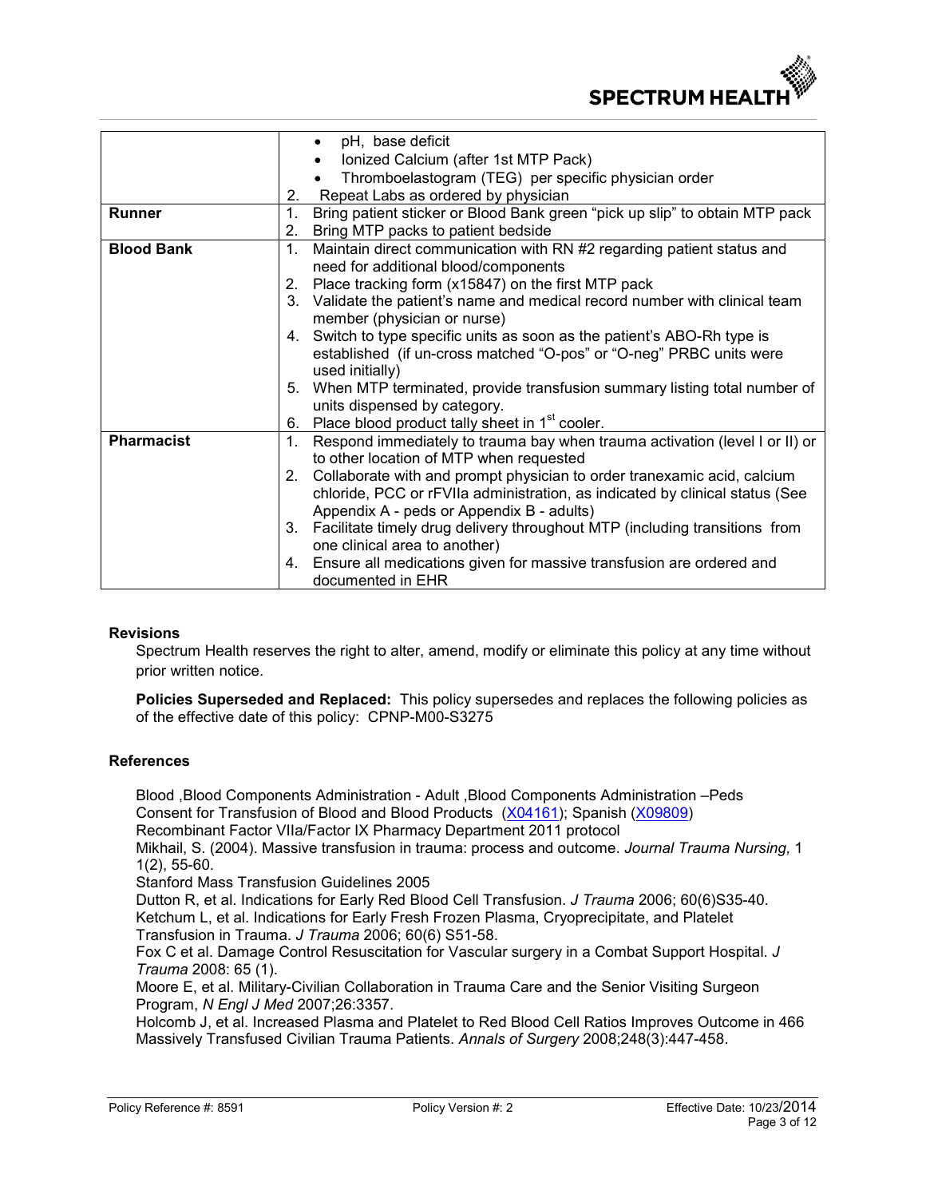| | |
|---|---|
| | • pH, base deficit<br>• Ionized Calcium (after 1st MTP Pack)<br>• Thromboelastogram (TEG) per specific physician order<br>2. Repeat Labs as ordered by physician |
| **Runner** | 1. Bring patient sticker or Blood Bank green "pick up slip" to obtain MTP pack<br>2. Bring MTP packs to patient bedside |
| **Blood Bank** | 1. Maintain direct communication with RN #2 regarding patient status and need for additional blood/components<br>2. Place tracking form (x15847) on the first MTP pack<br>3. Validate the patient's name and medical record number with clinical team member (physician or nurse)<br>4. Switch to type specific units as soon as the patient's ABO-Rh type is established (if un-cross matched "O-pos" or "O-neg" PRBC units were used initially)<br>5. When MTP terminated, provide transfusion summary listing total number of units dispensed by category.<br>6. Place blood product tally sheet in 1st cooler. |
| **Pharmacist** | 1. Respond immediately to trauma bay when trauma activation (level I or II) or to other location of MTP when requested<br>2. Collaborate with and prompt physician to order tranexamic acid, calcium chloride, PCC or rFVIIa administration, as indicated by clinical status (See Appendix A - peds or Appendix B - adults)<br>3. Facilitate timely drug delivery throughout MTP (including transitions from one clinical area to another)<br>4. Ensure all medications given for massive transfusion are ordered and documented in EHR |

## Revisions

Spectrum Health reserves the right to alter, amend, modify or eliminate this policy at any time without prior written notice.

**Policies Superseded and Replaced:** This policy supersedes and replaces the following policies as of the effective date of this policy: CPNP-M00-S3275

## References

Blood ,Blood Components Administration - Adult ,Blood Components Administration –Peds
Consent for Transfusion of Blood and Blood Products (X04161); Spanish (X09809)
Recombinant Factor VIIa/Factor IX Pharmacy Department 2011 protocol
Mikhail, S. (2004). Massive transfusion in trauma: process and outcome. *Journal Trauma Nursing,* 1 1(2), 55-60.
Stanford Mass Transfusion Guidelines 2005
Dutton R, et al. Indications for Early Red Blood Cell Transfusion. *J Trauma* 2006; 60(6)S35-40.
Ketchum L, et al. Indications for Early Fresh Frozen Plasma, Cryoprecipitate, and Platelet Transfusion in Trauma. *J Trauma* 2006; 60(6) S51-58.
Fox C et al. Damage Control Resuscitation for Vascular surgery in a Combat Support Hospital. *J Trauma* 2008: 65 (1).
Moore E, et al. Military-Civilian Collaboration in Trauma Care and the Senior Visiting Surgeon Program, *N Engl J Med* 2007;26:3357.
Holcomb J, et al. Increased Plasma and Platelet to Red Blood Cell Ratios Improves Outcome in 466 Massively Transfused Civilian Trauma Patients. *Annals of Surgery* 2008;248(3):447-458.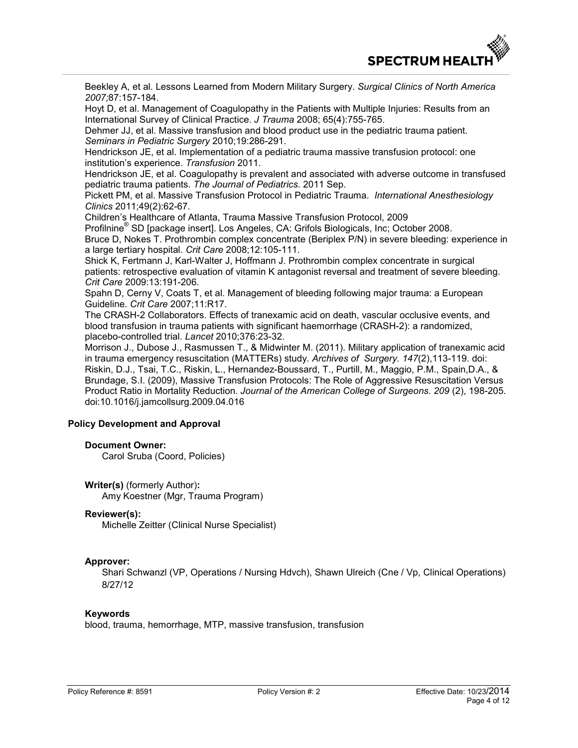Beekley A, et al. Lessons Learned from Modern Military Surgery. *Surgical Clinics of North America 2007;*87:157-184.

Hoyt D, et al. Management of Coagulopathy in the Patients with Multiple Injuries: Results from an International Survey of Clinical Practice. *J Trauma* 2008; 65(4):755-765.

Dehmer JJ, et al. Massive transfusion and blood product use in the pediatric trauma patient. *Seminars in Pediatric Surgery* 2010;19:286-291.

Hendrickson JE, et al. Implementation of a pediatric trauma massive transfusion protocol: one institution's experience. *Transfusion* 2011.

Hendrickson JE, et al. Coagulopathy is prevalent and associated with adverse outcome in transfused pediatric trauma patients. *The Journal of Pediatrics*. 2011 Sep.

Pickett PM, et al. Massive Transfusion Protocol in Pediatric Trauma. *International Anesthesiology Clinics* 2011;49(2):62-67.

Children's Healthcare of Atlanta, Trauma Massive Transfusion Protocol, 2009

Profilnine® SD [package insert]. Los Angeles, CA: Grifols Biologicals, Inc; October 2008.

Bruce D, Nokes T. Prothrombin complex concentrate (Beriplex P/N) in severe bleeding: experience in a large tertiary hospital. *Crit Care* 2008;12:105-111.

Shick K, Fertmann J, Karl-Walter J, Hoffmann J. Prothrombin complex concentrate in surgical patients: retrospective evaluation of vitamin K antagonist reversal and treatment of severe bleeding. *Crit Care* 2009:13:191-206.

Spahn D, Cerny V, Coats T, et al. Management of bleeding following major trauma: a European Guideline. *Crit Care* 2007;11:R17.

The CRASH-2 Collaborators. Effects of tranexamic acid on death, vascular occlusive events, and blood transfusion in trauma patients with significant haemorrhage (CRASH-2): a randomized, placebo-controlled trial. *Lancet* 2010;376:23-32.

Morrison J., Dubose J., Rasmussen T., & Midwinter M. (2011). Military application of tranexamic acid in trauma emergency resuscitation (MATTERs) study. *Archives of Surgery. 147*(2),113-119. doi:

Riskin, D.J., Tsai, T.C., Riskin, L., Hernandez-Boussard, T., Purtill, M., Maggio, P.M., Spain,D.A., & Brundage, S.I. (2009), Massive Transfusion Protocols: The Role of Aggressive Resuscitation Versus Product Ratio in Mortality Reduction. *Journal of the American College of Surgeons. 209* (2), 198-205. doi:10.1016/j.jamcollsurg.2009.04.016

## Policy Development and Approval

### Document Owner:

Carol Sruba (Coord, Policies)

### Writer(s) (formerly Author):

Amy Koestner (Mgr, Trauma Program)

### Reviewer(s):

Michelle Zeitter (Clinical Nurse Specialist)

### Approver:

Shari Schwanzl (VP, Operations / Nursing Hdvch), Shawn Ulreich (Cne / Vp, Clinical Operations) 8/27/12

### Keywords

blood, trauma, hemorrhage, MTP, massive transfusion, transfusion

Policy Reference #: 8591 | Policy Version #: 2 | Effective Date: 10/23/2014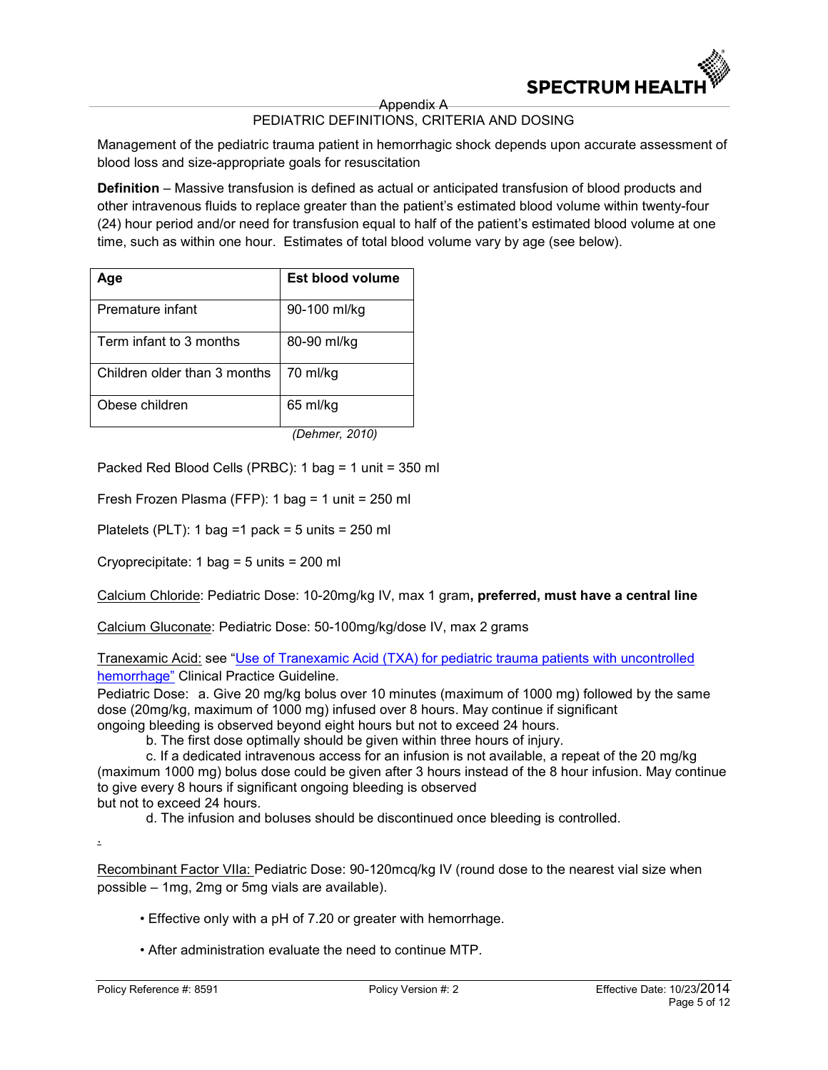## Appendix A

### PEDIATRIC DEFINITIONS, CRITERIA AND DOSING

Management of the pediatric trauma patient in hemorrhagic shock depends upon accurate assessment of blood loss and size-appropriate goals for resuscitation

**Definition** – Massive transfusion is defined as actual or anticipated transfusion of blood products and other intravenous fluids to replace greater than the patient's estimated blood volume within twenty-four (24) hour period and/or need for transfusion equal to half of the patient's estimated blood volume at one time, such as within one hour. Estimates of total blood volume vary by age (see below).

| Age | Est blood volume |
|---|---|
| Premature infant | 90-100 ml/kg |
| Term infant to 3 months | 80-90 ml/kg |
| Children older than 3 months | 70 ml/kg |
| Obese children | 65 ml/kg |

*(Dehmer, 2010)*

Packed Red Blood Cells (PRBC): 1 bag = 1 unit = 350 ml

Fresh Frozen Plasma (FFP): 1 bag = 1 unit = 250 ml

Platelets (PLT): 1 bag =1 pack = 5 units = 250 ml

Cryoprecipitate: 1 bag = 5 units = 200 ml

Calcium Chloride: Pediatric Dose: 10-20mg/kg IV, max 1 gram**, preferred, must have a central line**

Calcium Gluconate: Pediatric Dose: 50-100mg/kg/dose IV, max 2 grams

Tranexamic Acid: see "Use of Tranexamic Acid (TXA) for pediatric trauma patients with uncontrolled hemorrhage" Clinical Practice Guideline.

Pediatric Dose: a. Give 20 mg/kg bolus over 10 minutes (maximum of 1000 mg) followed by the same dose (20mg/kg, maximum of 1000 mg) infused over 8 hours. May continue if significant ongoing bleeding is observed beyond eight hours but not to exceed 24 hours.

b. The first dose optimally should be given within three hours of injury.

c. If a dedicated intravenous access for an infusion is not available, a repeat of the 20 mg/kg (maximum 1000 mg) bolus dose could be given after 3 hours instead of the 8 hour infusion. May continue to give every 8 hours if significant ongoing bleeding is observed but not to exceed 24 hours.

d. The infusion and boluses should be discontinued once bleeding is controlled.

Recombinant Factor VIIa: Pediatric Dose: 90-120mcq/kg IV (round dose to the nearest vial size when possible – 1mg, 2mg or 5mg vials are available).

- Effective only with a pH of 7.20 or greater with hemorrhage.
- After administration evaluate the need to continue MTP.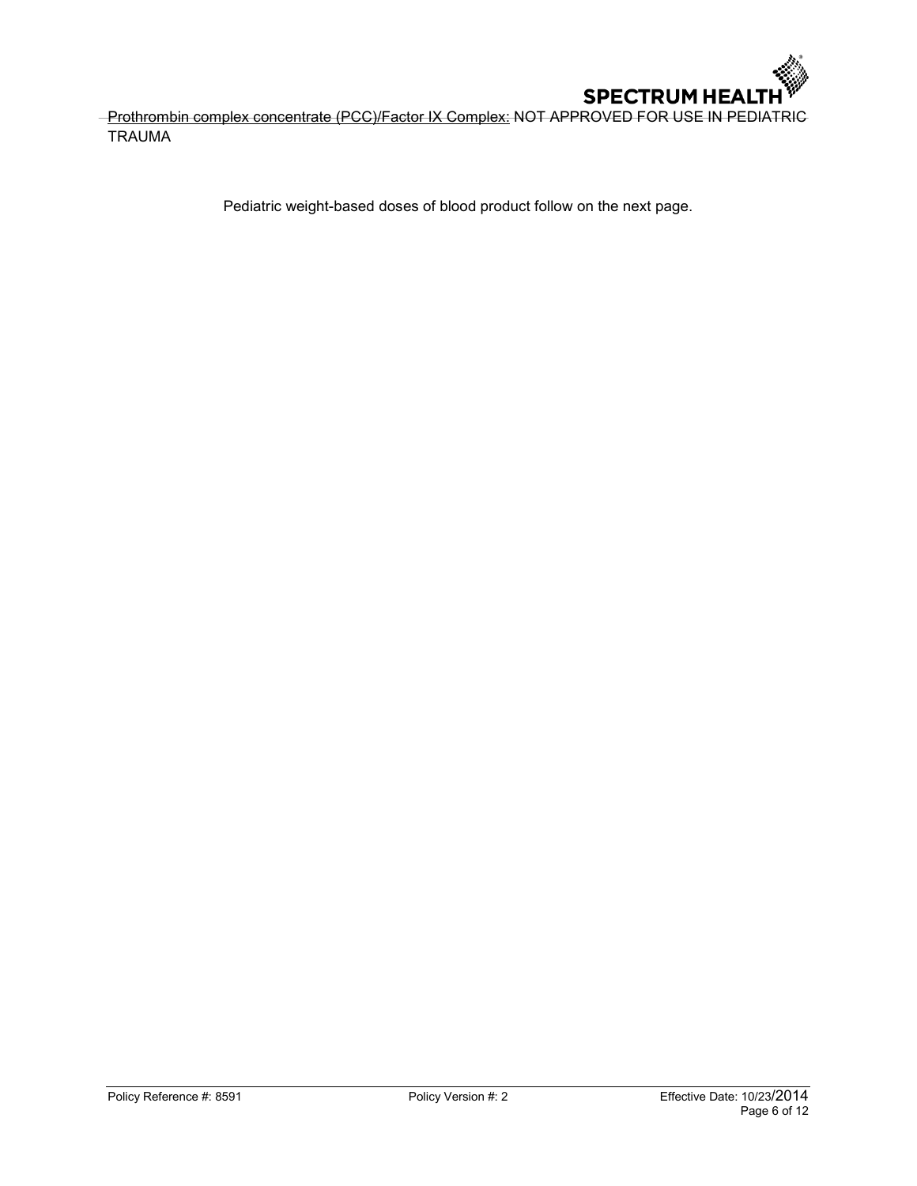~~Prothrombin complex concentrate (PCC)/Factor IX Complex: NOT APPROVED FOR USE IN PEDIATRIC~~ TRAUMA

Pediatric weight-based doses of blood product follow on the next page.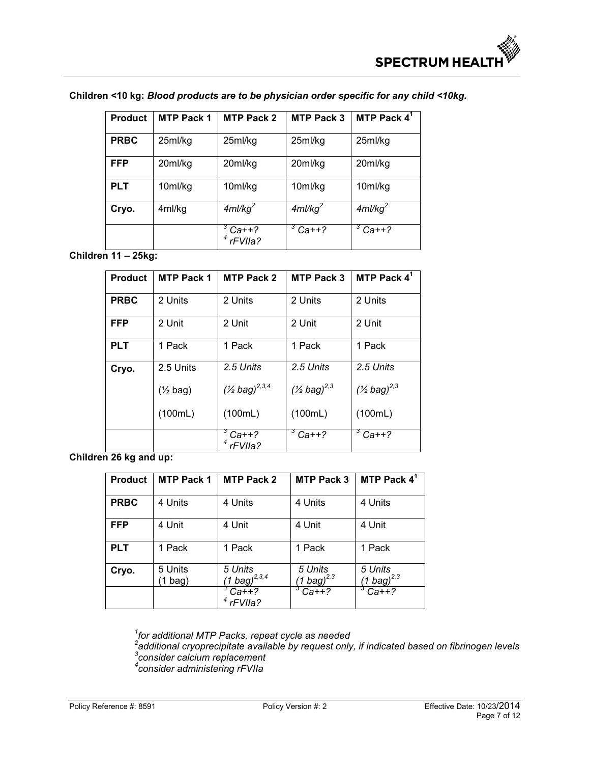**Children <10 kg:** ***Blood products are to be physician order specific for any child <10kg.***

| Product | MTP Pack 1 | MTP Pack 2 | MTP Pack 3 | MTP Pack 4[1] |
|---|---|---|---|---|
| **PRBC** | 25ml/kg | 25ml/kg | 25ml/kg | 25ml/kg |
| **FFP** | 20ml/kg | 20ml/kg | 20ml/kg | 20ml/kg |
| **PLT** | 10ml/kg | 10ml/kg | 10ml/kg | 10ml/kg |
| **Cryo.** | 4ml/kg | *4ml/kg*[2] | *4ml/kg*[2] | *4ml/kg*[2] |
| | | [3] *Ca++?* [4] *rFVIIa?* | [3] *Ca++?* | [3] *Ca++?* |

**Children 11 – 25kg:**

| Product | MTP Pack 1 | MTP Pack 2 | MTP Pack 3 | MTP Pack 4[1] |
|---|---|---|---|---|
| **PRBC** | 2 Units | 2 Units | 2 Units | 2 Units |
| **FFP** | 2 Unit | 2 Unit | 2 Unit | 2 Unit |
| **PLT** | 1 Pack | 1 Pack | 1 Pack | 1 Pack |
| **Cryo.** | 2.5 Units (½ bag) (100mL) | *2.5 Units* *(½ bag)*[2,3,4] (100mL) | *2.5 Units* *(½ bag)*[2,3] (100mL) | *2.5 Units* *(½ bag)*[2,3] (100mL) |
| | | [3] *Ca++?* [4] *rFVIIa?* | [3] *Ca++?* | [3] *Ca++?* |

**Children 26 kg and up:**

| Product | MTP Pack 1 | MTP Pack 2 | MTP Pack 3 | MTP Pack 4[1] |
|---|---|---|---|---|
| **PRBC** | 4 Units | 4 Units | 4 Units | 4 Units |
| **FFP** | 4 Unit | 4 Unit | 4 Unit | 4 Unit |
| **PLT** | 1 Pack | 1 Pack | 1 Pack | 1 Pack |
| **Cryo.** | 5 Units (1 bag) | *5 Units* *(1 bag)*[2,3,4] | *5 Units* *(1 bag)*[2,3] | *5 Units* *(1 bag)*[2,3] |
| | | [3] *Ca++?* [4] *rFVIIa?* | [3] *Ca++?* | [3] *Ca++?* |

[1]*for additional MTP Packs, repeat cycle as needed*
[2]*additional cryoprecipitate available by request only, if indicated based on fibrinogen levels*
[3]*consider calcium replacement*
[4]*consider administering rFVIIa*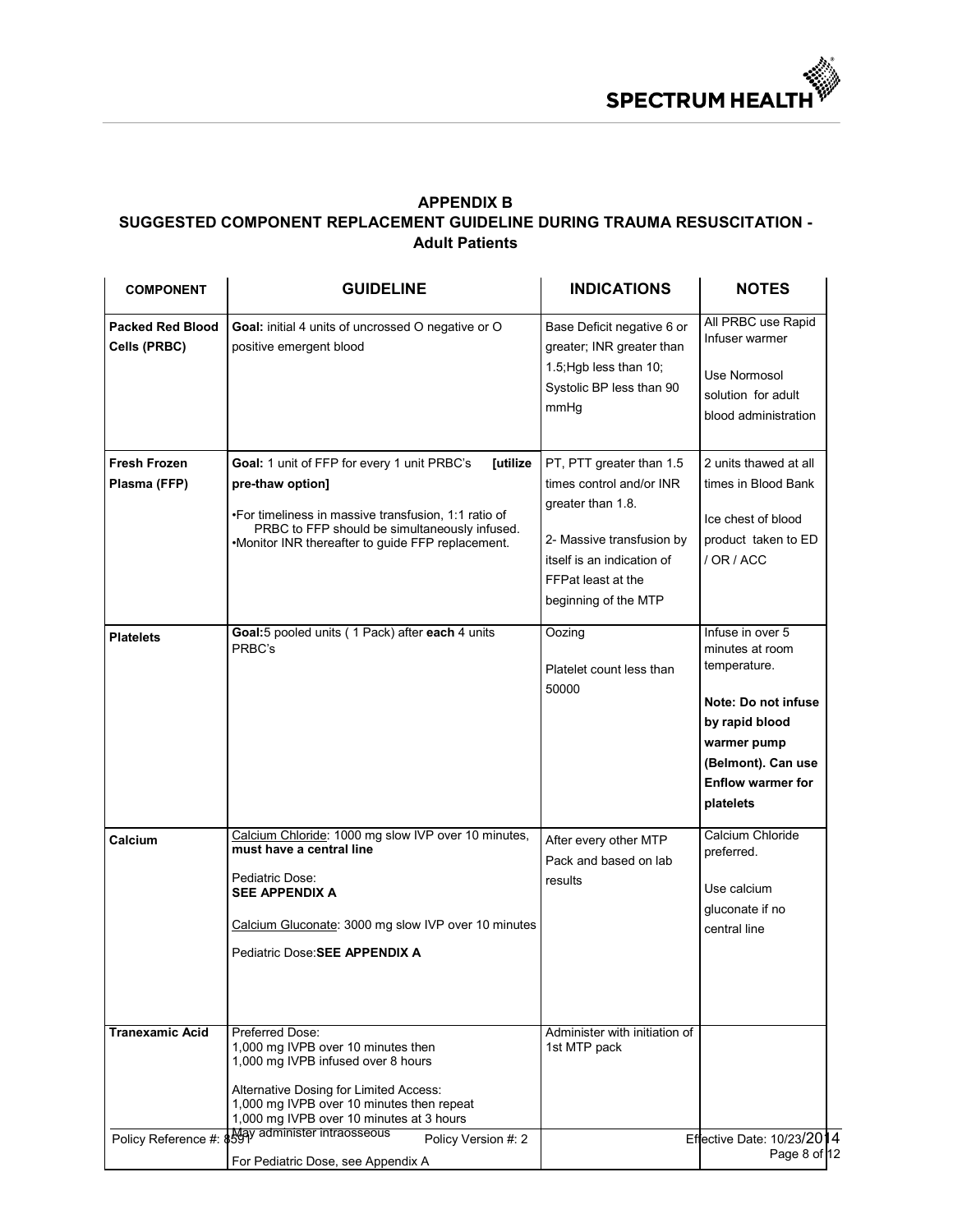## APPENDIX B

## SUGGESTED COMPONENT REPLACEMENT GUIDELINE DURING TRAUMA RESUSCITATION - Adult Patients

| COMPONENT | GUIDELINE | INDICATIONS | NOTES |
|---|---|---|---|
| **Packed Red Blood Cells (PRBC)** | **Goal:** initial 4 units of uncrossed O negative or O positive emergent blood | Base Deficit negative 6 or greater; INR greater than 1.5;Hgb less than 10; Systolic BP less than 90 mmHg | All PRBC use Rapid Infuser warmer<br><br>Use Normosol solution for adult blood administration |
| **Fresh Frozen Plasma (FFP)** | **Goal:** 1 unit of FFP for every 1 unit PRBC's **[utilize pre-thaw option]**<br>•For timeliness in massive transfusion, 1:1 ratio of PRBC to FFP should be simultaneously infused.<br>•Monitor INR thereafter to guide FFP replacement. | PT, PTT greater than 1.5 times control and/or INR greater than 1.8.<br><br>2- Massive transfusion by itself is an indication of FFPat least at the beginning of the MTP | 2 units thawed at all times in Blood Bank<br><br>Ice chest of blood product taken to ED / OR / ACC |
| **Platelets** | **Goal:**5 pooled units ( 1 Pack) after **each** 4 units PRBC's | Oozing<br><br>Platelet count less than 50000 | Infuse in over 5 minutes at room temperature.<br><br>**Note: Do not infuse by rapid blood warmer pump (Belmont). Can use Enflow warmer for platelets** |
| **Calcium** | Calcium Chloride: 1000 mg slow IVP over 10 minutes, **must have a central line**<br><br>Pediatric Dose:<br>**SEE APPENDIX A**<br><br>Calcium Gluconate: 3000 mg slow IVP over 10 minutes<br><br>Pediatric Dose:**SEE APPENDIX A** | After every other MTP Pack and based on lab results | Calcium Chloride preferred.<br><br>Use calcium gluconate if no central line |
| **Tranexamic Acid** | Preferred Dose:<br>1,000 mg IVPB over 10 minutes then<br>1,000 mg IVPB infused over 8 hours<br><br>Alternative Dosing for Limited Access:<br>1,000 mg IVPB over 10 minutes then repeat<br>1,000 mg IVPB over 10 minutes at 3 hours<br>May administer intraosseous<br><br>For Pediatric Dose, see Appendix A | Administer with initiation of 1st MTP pack | |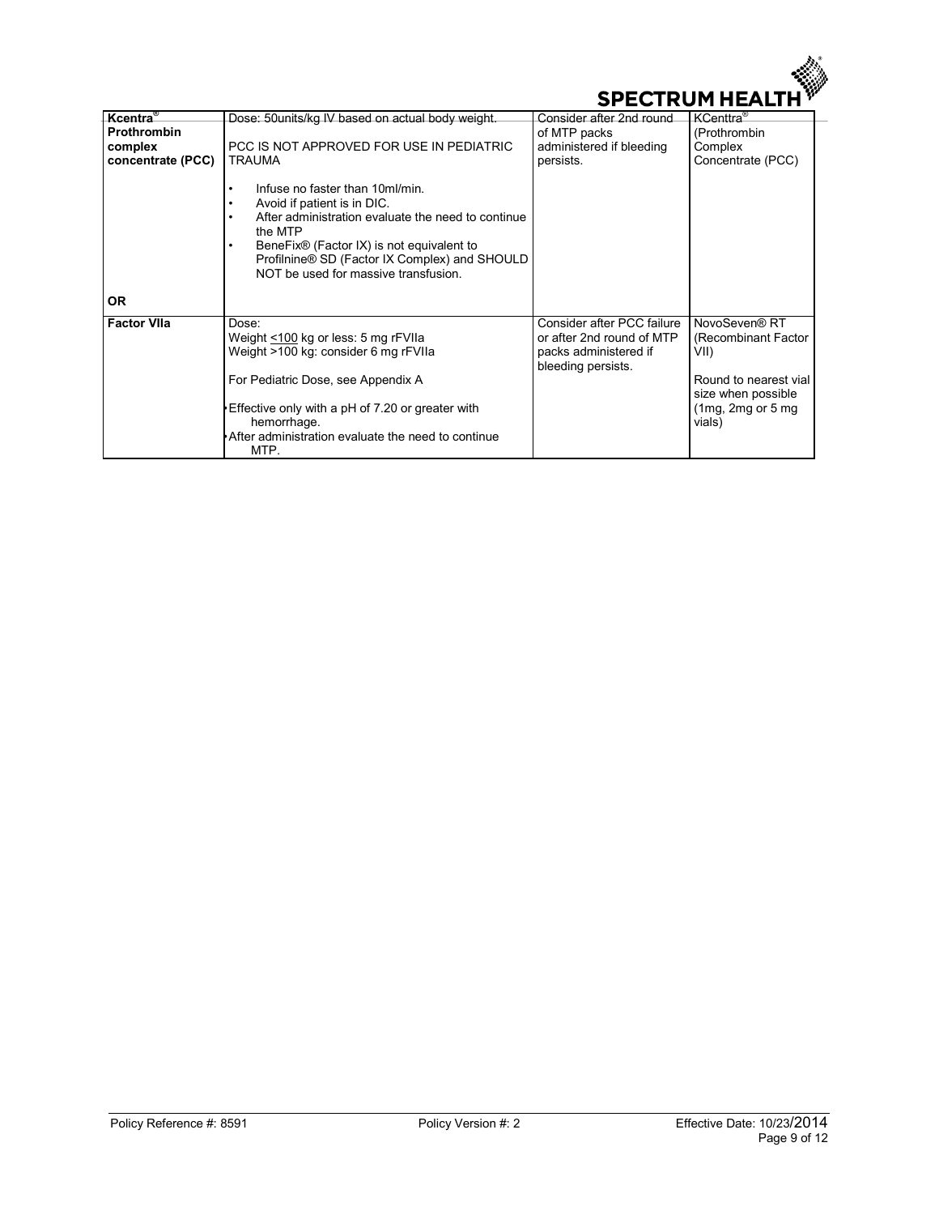| Kcentra® Prothrombin complex concentrate (PCC)<br><br>OR | Dose: 50units/kg IV based on actual body weight.<br><br>PCC IS NOT APPROVED FOR USE IN PEDIATRIC TRAUMA<br><br>• Infuse no faster than 10ml/min.<br>• Avoid if patient is in DIC.<br>• After administration evaluate the need to continue the MTP<br>• BeneFix® (Factor IX) is not equivalent to Profilnine® SD (Factor IX Complex) and SHOULD NOT be used for massive transfusion. | Consider after 2nd round of MTP packs administered if bleeding persists. | KCenttra® (Prothrombin Complex Concentrate (PCC) |
|---|---|---|---|
| Factor VIIa | Dose:<br>Weight <100 kg or less: 5 mg rFVIIa<br>Weight >100 kg: consider 6 mg rFVIIa<br><br>For Pediatric Dose, see Appendix A<br><br>• Effective only with a pH of 7.20 or greater with hemorrhage.<br>• After administration evaluate the need to continue MTP. | Consider after PCC failure or after 2nd round of MTP packs administered if bleeding persists. | NovoSeven® RT (Recombinant Factor VII)<br><br>Round to nearest vial size when possible (1mg, 2mg or 5 mg vials) |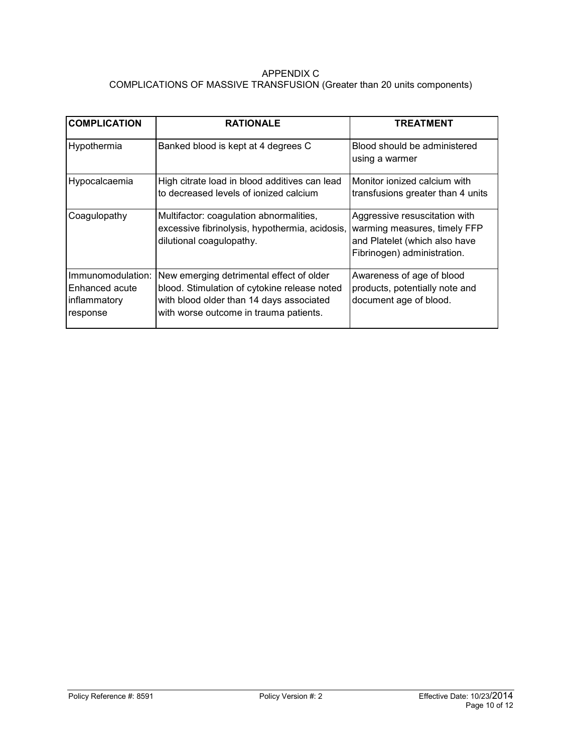## APPENDIX C
## COMPLICATIONS OF MASSIVE TRANSFUSION (Greater than 20 units components)

| COMPLICATION | RATIONALE | TREATMENT |
|---|---|---|
| Hypothermia | Banked blood is kept at 4 degrees C | Blood should be administered using a warmer |
| Hypocalcaemia | High citrate load in blood additives can lead to decreased levels of ionized calcium | Monitor ionized calcium with transfusions greater than 4 units |
| Coagulopathy | Multifactor: coagulation abnormalities, excessive fibrinolysis, hypothermia, acidosis, dilutional coagulopathy. | Aggressive resuscitation with warming measures, timely FFP and Platelet (which also have Fibrinogen) administration. |
| Immunomodulation: Enhanced acute inflammatory response | New emerging detrimental effect of older blood. Stimulation of cytokine release noted with blood older than 14 days associated with worse outcome in trauma patients. | Awareness of age of blood products, potentially note and document age of blood. |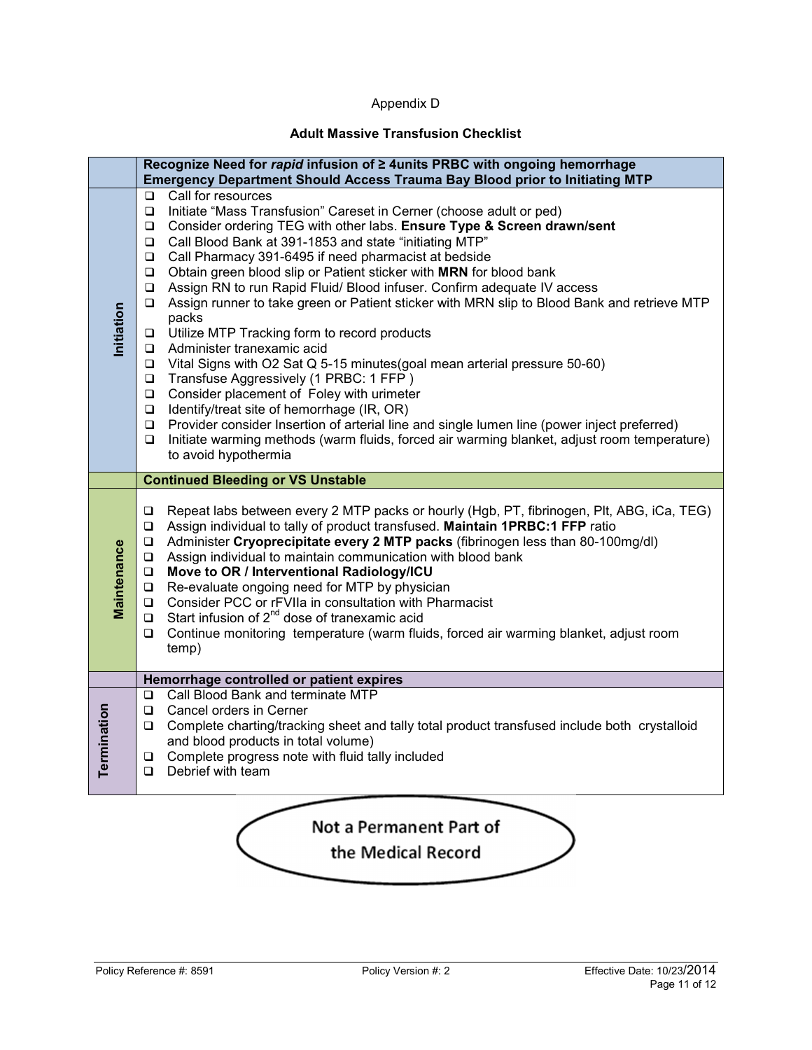Appendix D

## Adult Massive Transfusion Checklist

| | **Recognize Need for *rapid* infusion of ≥ 4units PRBC with ongoing hemorrhage**<br>**Emergency Department Should Access Trauma Bay Blood prior to Initiating MTP** |
|---|---|
| **Initiation** | ❑ Call for resources<br>❑ Initiate "Mass Transfusion" Careset in Cerner (choose adult or ped)<br>❑ Consider ordering TEG with other labs. **Ensure Type & Screen drawn/sent**<br>❑ Call Blood Bank at 391-1853 and state "initiating MTP"<br>❑ Call Pharmacy 391-6495 if need pharmacist at bedside<br>❑ Obtain green blood slip or Patient sticker with **MRN** for blood bank<br>❑ Assign RN to run Rapid Fluid/ Blood infuser. Confirm adequate IV access<br>❑ Assign runner to take green or Patient sticker with MRN slip to Blood Bank and retrieve MTP packs<br>❑ Utilize MTP Tracking form to record products<br>❑ Administer tranexamic acid<br>❑ Vital Signs with O2 Sat Q 5-15 minutes(goal mean arterial pressure 50-60)<br>❑ Transfuse Aggressively (1 PRBC: 1 FFP )<br>❑ Consider placement of Foley with urimeter<br>❑ Identify/treat site of hemorrhage (IR, OR)<br>❑ Provider consider Insertion of arterial line and single lumen line (power inject preferred)<br>❑ Initiate warming methods (warm fluids, forced air warming blanket, adjust room temperature) to avoid hypothermia |
| | **Continued Bleeding or VS Unstable** |
| **Maintenance** | ❑ Repeat labs between every 2 MTP packs or hourly (Hgb, PT, fibrinogen, Plt, ABG, iCa, TEG)<br>❑ Assign individual to tally of product transfused. **Maintain 1PRBC:1 FFP** ratio<br>❑ Administer **Cryoprecipitate every 2 MTP packs** (fibrinogen less than 80-100mg/dl)<br>❑ Assign individual to maintain communication with blood bank<br>❑ **Move to OR / Interventional Radiology/ICU**<br>❑ Re-evaluate ongoing need for MTP by physician<br>❑ Consider PCC or rFVIIa in consultation with Pharmacist<br>❑ Start infusion of 2nd dose of tranexamic acid<br>❑ Continue monitoring temperature (warm fluids, forced air warming blanket, adjust room temp) |
| | **Hemorrhage controlled or patient expires** |
| **Termination** | ❑ Call Blood Bank and terminate MTP<br>❑ Cancel orders in Cerner<br>❑ Complete charting/tracking sheet and tally total product transfused include both crystalloid and blood products in total volume)<br>❑ Complete progress note with fluid tally included<br>❑ Debrief with team |

Not a Permanent Part of the Medical Record

Policy Reference #: 8591 Policy Version #: 2 Effective Date: 10/23/2014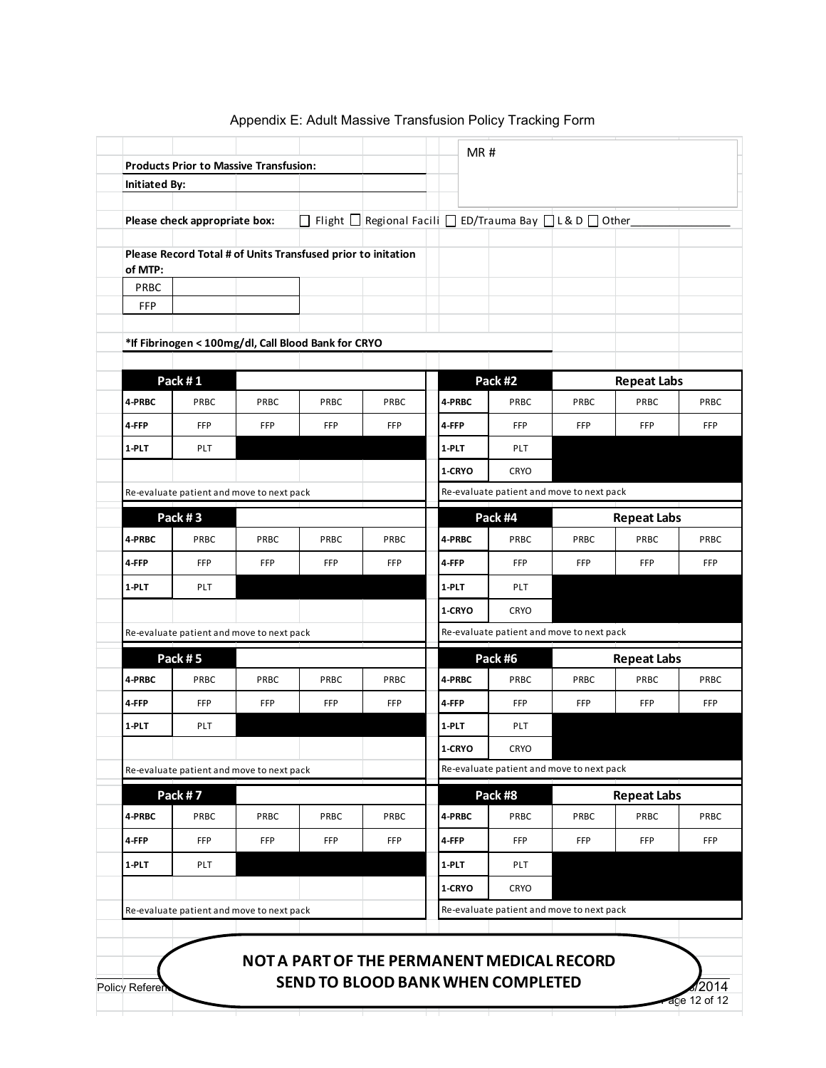# Appendix E: Adult Massive Transfusion Policy Tracking Form

MR #

**Products Prior to Massive Transfusion:**

**Initiated By:**

**Please check appropriate box:** ☐ Flight ☐ Regional Facili ☐ ED/Trauma Bay ☐ L & D ☐ Other________________

**Please Record Total # of Units Transfused prior to initation of MTP:**

| | |
|---|---|
| PRBC | |
| FFP | |

**\*If Fibrinogen < 100mg/dl, Call Blood Bank for CRYO**

| Pack # 1 | | | | |
|---|---|---|---|---|
| 4-PRBC | PRBC | PRBC | PRBC | PRBC |
| 4-FFP | FFP | FFP | FFP | FFP |
| 1-PLT | PLT | | | |
| Re-evaluate patient and move to next pack | | | | |

| Pack #2 | | Repeat Labs | | |
|---|---|---|---|---|
| 4-PRBC | PRBC | PRBC | PRBC | PRBC |
| 4-FFP | FFP | FFP | FFP | FFP |
| 1-PLT | PLT | | | |
| 1-CRYO | CRYO | | | |
| Re-evaluate patient and move to next pack | | | | |

| Pack # 3 | | | | |
|---|---|---|---|---|
| 4-PRBC | PRBC | PRBC | PRBC | PRBC |
| 4-FFP | FFP | FFP | FFP | FFP |
| 1-PLT | PLT | | | |
| Re-evaluate patient and move to next pack | | | | |

| Pack #4 | | Repeat Labs | | |
|---|---|---|---|---|
| 4-PRBC | PRBC | PRBC | PRBC | PRBC |
| 4-FFP | FFP | FFP | FFP | FFP |
| 1-PLT | PLT | | | |
| 1-CRYO | CRYO | | | |
| Re-evaluate patient and move to next pack | | | | |

| Pack # 5 | | | | |
|---|---|---|---|---|
| 4-PRBC | PRBC | PRBC | PRBC | PRBC |
| 4-FFP | FFP | FFP | FFP | FFP |
| 1-PLT | PLT | | | |
| Re-evaluate patient and move to next pack | | | | |

| Pack #6 | | Repeat Labs | | |
|---|---|---|---|---|
| 4-PRBC | PRBC | PRBC | PRBC | PRBC |
| 4-FFP | FFP | FFP | FFP | FFP |
| 1-PLT | PLT | | | |
| 1-CRYO | CRYO | | | |
| Re-evaluate patient and move to next pack | | | | |

| Pack # 7 | | | | |
|---|---|---|---|---|
| 4-PRBC | PRBC | PRBC | PRBC | PRBC |
| 4-FFP | FFP | FFP | FFP | FFP |
| 1-PLT | PLT | | | |
| Re-evaluate patient and move to next pack | | | | |

| Pack #8 | | Repeat Labs | | |
|---|---|---|---|---|
| 4-PRBC | PRBC | PRBC | PRBC | PRBC |
| 4-FFP | FFP | FFP | FFP | FFP |
| 1-PLT | PLT | | | |
| 1-CRYO | CRYO | | | |
| Re-evaluate patient and move to next pack | | | | |

**NOT A PART OF THE PERMANENT MEDICAL RECORD**
**SEND TO BLOOD BANK WHEN COMPLETED**